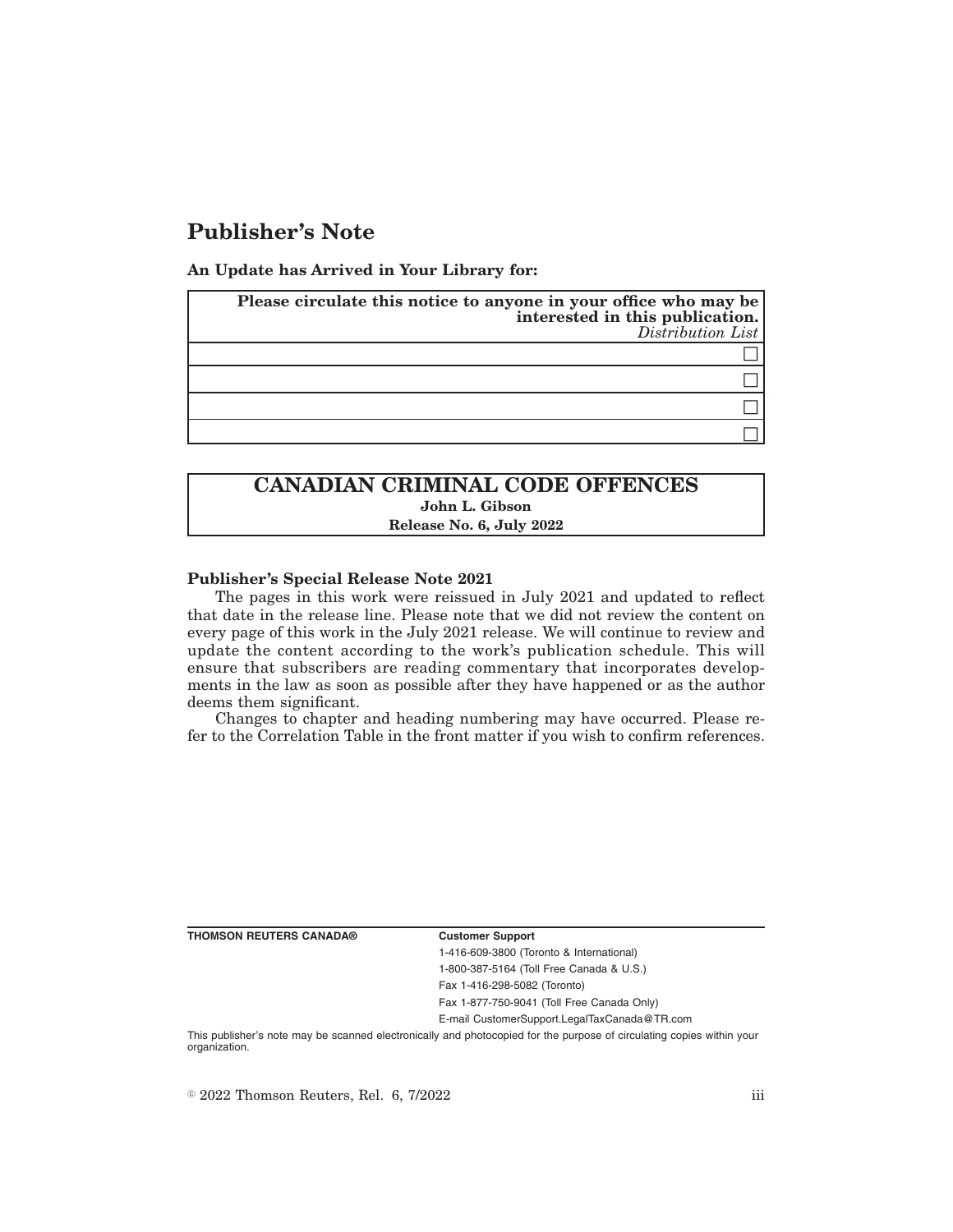# Publisher's Note

**An Update has Arrived in Your Library for:**

| **Please circulate this notice to anyone in your office who may be interested in this publication.** *Distribution List* |
|---|
| ☐ |
| ☐ |
| ☐ |
| ☐ |

## CANADIAN CRIMINAL CODE OFFENCES

**John L. Gibson**

**Release No. 6, July 2022**

**Publisher's Special Release Note 2021**

The pages in this work were reissued in July 2021 and updated to reflect that date in the release line. Please note that we did not review the content on every page of this work in the July 2021 release. We will continue to review and update the content according to the work's publication schedule. This will ensure that subscribers are reading commentary that incorporates developments in the law as soon as possible after they have happened or as the author deems them significant.

Changes to chapter and heading numbering may have occurred. Please refer to the Correlation Table in the front matter if you wish to confirm references.

**THOMSON REUTERS CANADA®**

**Customer Support**

1-416-609-3800 (Toronto & International)

1-800-387-5164 (Toll Free Canada & U.S.)

Fax 1-416-298-5082 (Toronto)

Fax 1-877-750-9041 (Toll Free Canada Only)

E-mail CustomerSupport.LegalTaxCanada@TR.com

This publisher's note may be scanned electronically and photocopied for the purpose of circulating copies within your organization.

© 2022 Thomson Reuters, Rel. 6, 7/2022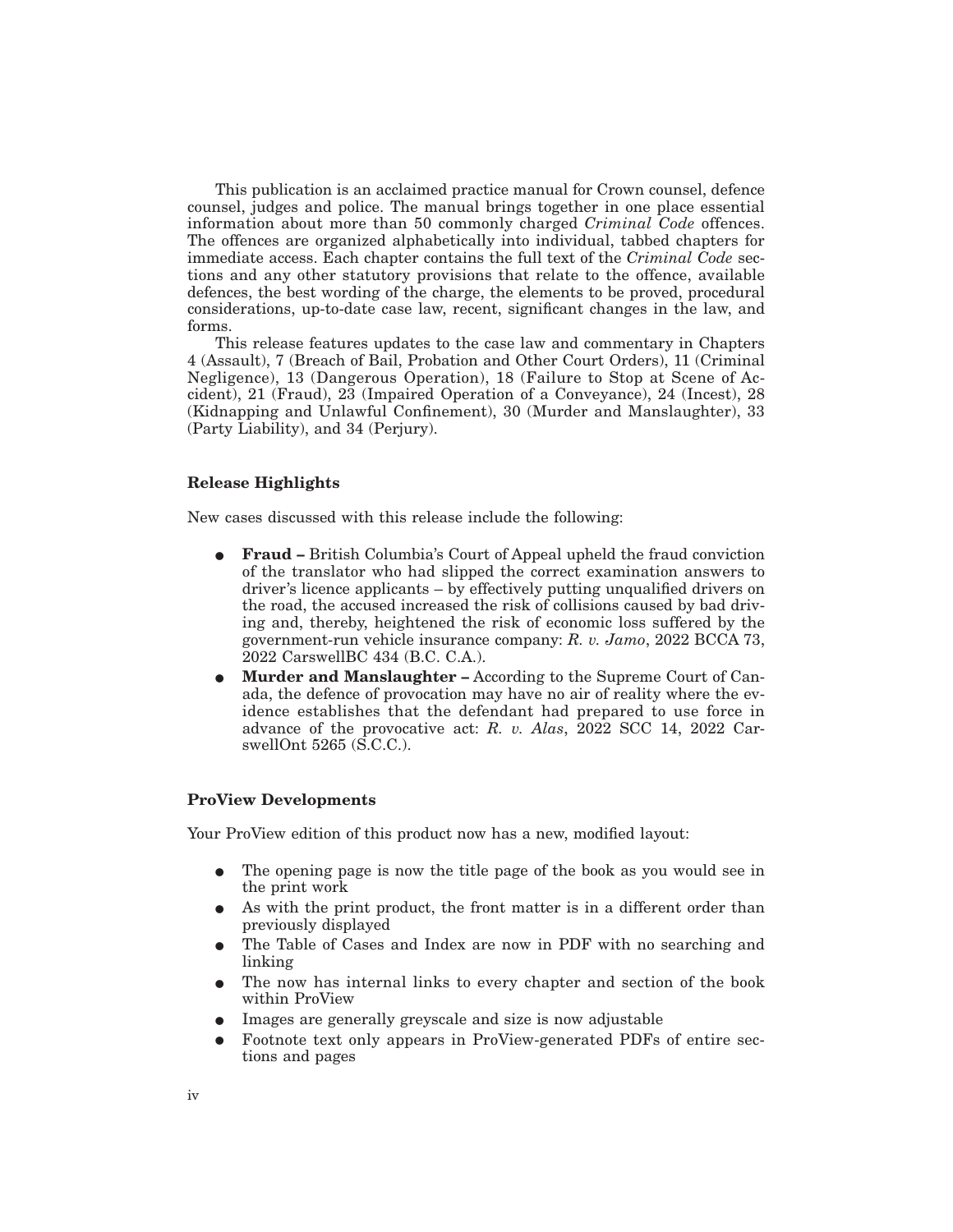This publication is an acclaimed practice manual for Crown counsel, defence counsel, judges and police. The manual brings together in one place essential information about more than 50 commonly charged *Criminal Code* offences. The offences are organized alphabetically into individual, tabbed chapters for immediate access. Each chapter contains the full text of the *Criminal Code* sections and any other statutory provisions that relate to the offence, available defences, the best wording of the charge, the elements to be proved, procedural considerations, up-to-date case law, recent, significant changes in the law, and forms.

This release features updates to the case law and commentary in Chapters 4 (Assault), 7 (Breach of Bail, Probation and Other Court Orders), 11 (Criminal Negligence), 13 (Dangerous Operation), 18 (Failure to Stop at Scene of Accident), 21 (Fraud), 23 (Impaired Operation of a Conveyance), 24 (Incest), 28 (Kidnapping and Unlawful Confinement), 30 (Murder and Manslaughter), 33 (Party Liability), and 34 (Perjury).

### Release Highlights

New cases discussed with this release include the following:

- **Fraud –** British Columbia's Court of Appeal upheld the fraud conviction of the translator who had slipped the correct examination answers to driver's licence applicants – by effectively putting unqualified drivers on the road, the accused increased the risk of collisions caused by bad driving and, thereby, heightened the risk of economic loss suffered by the government-run vehicle insurance company: *R. v. Jamo*, 2022 BCCA 73, 2022 CarswellBC 434 (B.C. C.A.).
- **Murder and Manslaughter –** According to the Supreme Court of Canada, the defence of provocation may have no air of reality where the evidence establishes that the defendant had prepared to use force in advance of the provocative act: *R. v. Alas*, 2022 SCC 14, 2022 CarswellOnt 5265 (S.C.C.).

### ProView Developments

Your ProView edition of this product now has a new, modified layout:

- The opening page is now the title page of the book as you would see in the print work
- As with the print product, the front matter is in a different order than previously displayed
- The Table of Cases and Index are now in PDF with no searching and linking
- The now has internal links to every chapter and section of the book within ProView
- Images are generally greyscale and size is now adjustable
- Footnote text only appears in ProView-generated PDFs of entire sections and pages